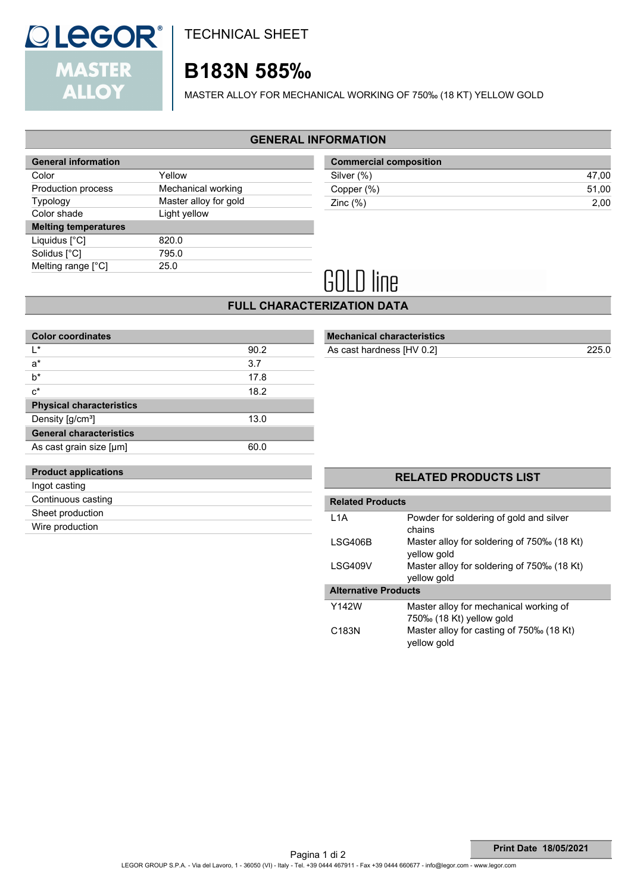# TECHNICAL SHEET

## B183N 585‰

MASTER ALLOY FOR MECHANICAL WORKING OF 750‰ (18 KT) YELLOW GOLD

## GENERAL INFORMATION

| General information | |
|---|---|
| Color | Yellow |
| Production process | Mechanical working |
| Typology | Master alloy for gold |
| Color shade | Light yellow |
| **Melting temperatures** | |
| Liquidus [°C] | 820.0 |
| Solidus [°C] | 795.0 |
| Melting range [°C] | 25.0 |

| Commercial composition | |
|---|---|
| Silver (%) | 47,00 |
| Copper (%) | 51,00 |
| Zinc (%) | 2,00 |

GOLD line

## FULL CHARACTERIZATION DATA

| Color coordinates | |
|---|---|
| L* | 90.2 |
| a* | 3.7 |
| b* | 17.8 |
| c* | 18.2 |
| **Physical characteristics** | |
| Density [g/cm³] | 13.0 |
| **General characteristics** | |
| As cast grain size [μm] | 60.0 |

| Mechanical characteristics | |
|---|---|
| As cast hardness [HV 0.2] | 225.0 |

| Product applications |
|---|
| Ingot casting |
| Continuous casting |
| Sheet production |
| Wire production |

## RELATED PRODUCTS LIST

| Related Products | |
|---|---|
| L1A | Powder for soldering of gold and silver chains |
| LSG406B | Master alloy for soldering of 750‰ (18 Kt) yellow gold |
| LSG409V | Master alloy for soldering of 750‰ (18 Kt) yellow gold |
| **Alternative Products** | |
| Y142W | Master alloy for mechanical working of 750‰ (18 Kt) yellow gold |
| C183N | Master alloy for casting of 750‰ (18 Kt) yellow gold |

**Print Date 18/05/2021**

LEGOR GROUP S.P.A. - Via del Lavoro, 1 - 36050 (VI) - Italy - Tel. +39 0444 467911 - Fax +39 0444 660677 - info@legor.com - www.legor.com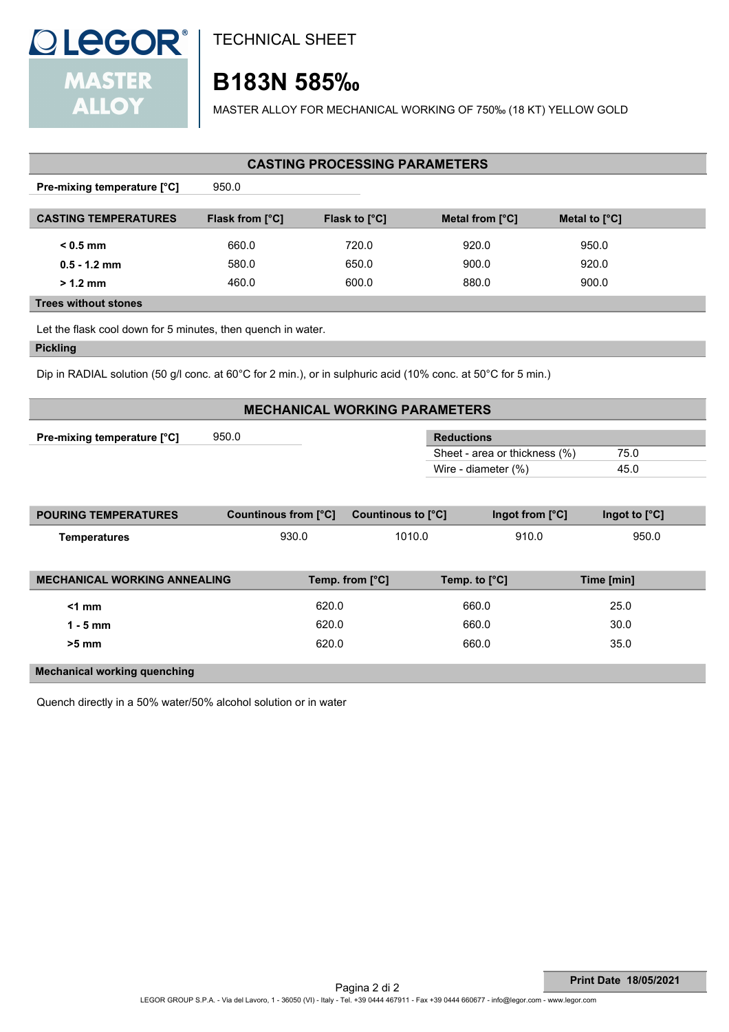# B183N 585‰

TECHNICAL SHEET

MASTER ALLOY FOR MECHANICAL WORKING OF 750‰ (18 KT) YELLOW GOLD

## CASTING PROCESSING PARAMETERS

**Pre-mixing temperature [°C]** 950.0

| CASTING TEMPERATURES | Flask from [°C] | Flask to [°C] | Metal from [°C] | Metal to [°C] |
|---|---|---|---|---|
| **< 0.5 mm** | 660.0 | 720.0 | 920.0 | 950.0 |
| **0.5 - 1.2 mm** | 580.0 | 650.0 | 900.0 | 920.0 |
| **> 1.2 mm** | 460.0 | 600.0 | 880.0 | 900.0 |

**Trees without stones**

Let the flask cool down for 5 minutes, then quench in water.

**Pickling**

Dip in RADIAL solution (50 g/l conc. at 60°C for 2 min.), or in sulphuric acid (10% conc. at 50°C for 5 min.)

## MECHANICAL WORKING PARAMETERS

**Pre-mixing temperature [°C]** 950.0

| Reductions | |
|---|---|
| Sheet - area or thickness (%) | 75.0 |
| Wire - diameter (%) | 45.0 |

| POURING TEMPERATURES | Countinous from [°C] | Countinous to [°C] | Ingot from [°C] | Ingot to [°C] |
|---|---|---|---|---|
| **Temperatures** | 930.0 | 1010.0 | 910.0 | 950.0 |

| MECHANICAL WORKING ANNEALING | Temp. from [°C] | Temp. to [°C] | Time [min] |
|---|---|---|---|
| **<1 mm** | 620.0 | 660.0 | 25.0 |
| **1 - 5 mm** | 620.0 | 660.0 | 30.0 |
| **>5 mm** | 620.0 | 660.0 | 35.0 |

**Mechanical working quenching**

Quench directly in a 50% water/50% alcohol solution or in water

**Print Date 18/05/2021**

LEGOR GROUP S.P.A. - Via del Lavoro, 1 - 36050 (VI) - Italy - Tel. +39 0444 467911 - Fax +39 0444 660677 - info@legor.com - www.legor.com